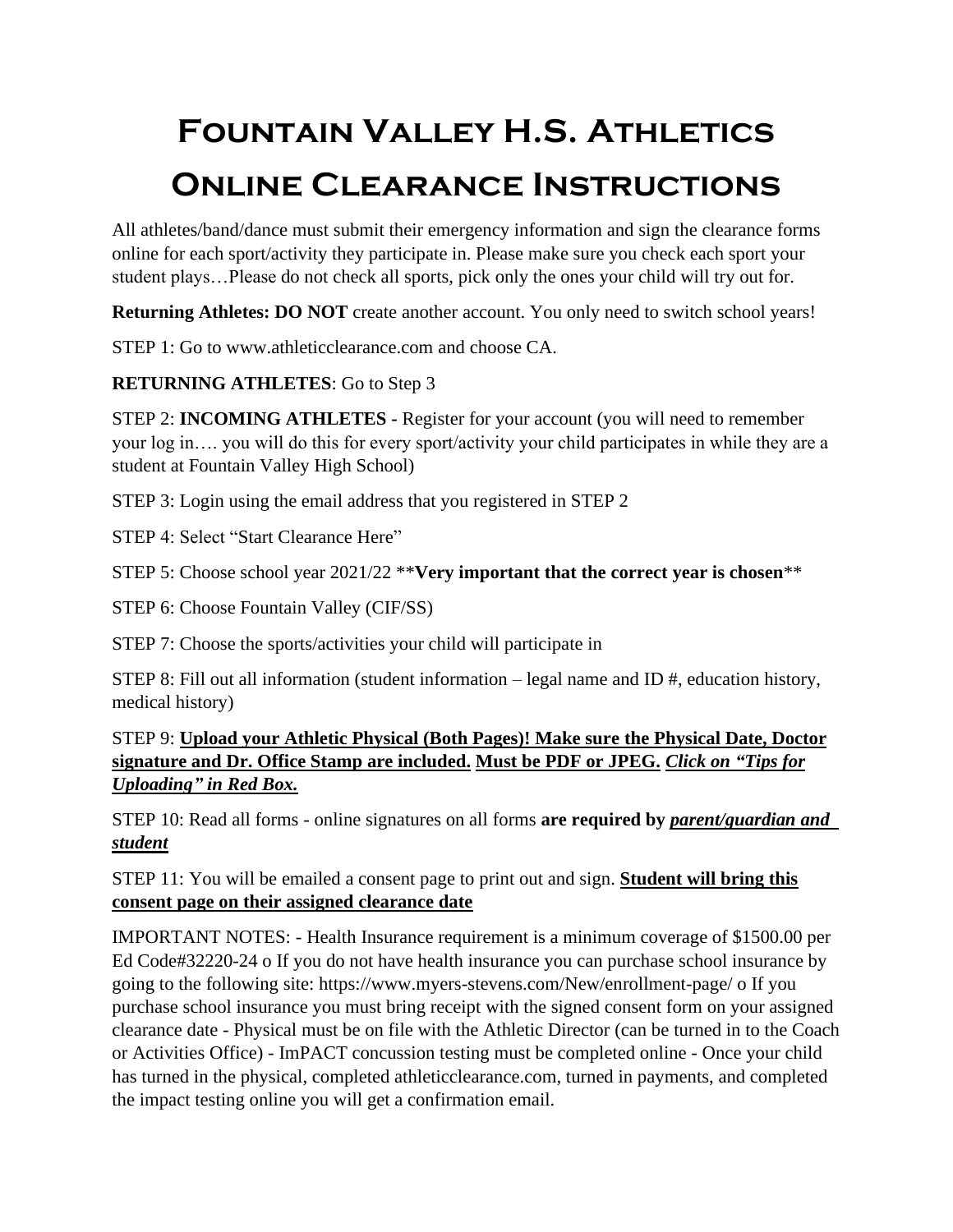# Fountain Valley H.S. Athletics Online Clearance Instructions

All athletes/band/dance must submit their emergency information and sign the clearance forms online for each sport/activity they participate in. Please make sure you check each sport your student plays…Please do not check all sports, pick only the ones your child will try out for.

**Returning Athletes: DO NOT** create another account. You only need to switch school years!

STEP 1: Go to www.athleticclearance.com and choose CA.

**RETURNING ATHLETES**: Go to Step 3

STEP 2: **INCOMING ATHLETES -** Register for your account (you will need to remember your log in…. you will do this for every sport/activity your child participates in while they are a student at Fountain Valley High School)

STEP 3: Login using the email address that you registered in STEP 2

STEP 4: Select "Start Clearance Here"

STEP 5: Choose school year 2021/22 ****Very important that the correct year is chosen****

STEP 6: Choose Fountain Valley (CIF/SS)

STEP 7: Choose the sports/activities your child will participate in

STEP 8: Fill out all information (student information – legal name and ID #, education history, medical history)

STEP 9: **Upload your Athletic Physical (Both Pages)! Make sure the Physical Date, Doctor signature and Dr. Office Stamp are included. Must be PDF or JPEG. *Click on "Tips for Uploading" in Red Box.***

STEP 10: Read all forms - online signatures on all forms **are required by *parent/guardian and student***

STEP 11: You will be emailed a consent page to print out and sign. **Student will bring this consent page on their assigned clearance date**

IMPORTANT NOTES: - Health Insurance requirement is a minimum coverage of $1500.00 per Ed Code#32220-24 o If you do not have health insurance you can purchase school insurance by going to the following site: https://www.myers-stevens.com/New/enrollment-page/ o If you purchase school insurance you must bring receipt with the signed consent form on your assigned clearance date - Physical must be on file with the Athletic Director (can be turned in to the Coach or Activities Office) - ImPACT concussion testing must be completed online - Once your child has turned in the physical, completed athleticclearance.com, turned in payments, and completed the impact testing online you will get a confirmation email.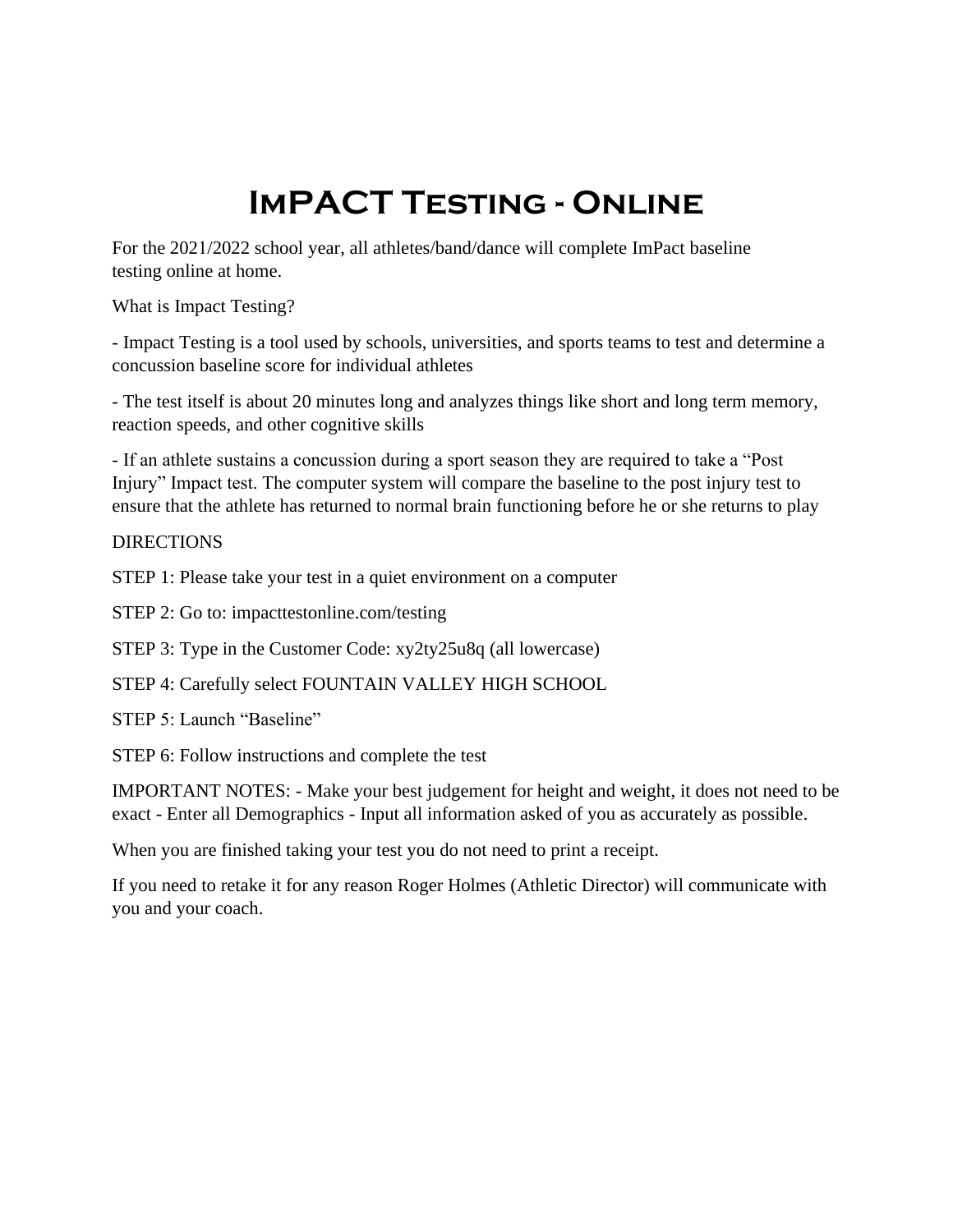# ImPACT Testing - Online

For the 2021/2022 school year, all athletes/band/dance will complete ImPact baseline testing online at home.

What is Impact Testing?

- Impact Testing is a tool used by schools, universities, and sports teams to test and determine a concussion baseline score for individual athletes

- The test itself is about 20 minutes long and analyzes things like short and long term memory, reaction speeds, and other cognitive skills

- If an athlete sustains a concussion during a sport season they are required to take a "Post Injury" Impact test. The computer system will compare the baseline to the post injury test to ensure that the athlete has returned to normal brain functioning before he or she returns to play

DIRECTIONS

STEP 1: Please take your test in a quiet environment on a computer

STEP 2: Go to: impacttestonline.com/testing

STEP 3: Type in the Customer Code: xy2ty25u8q (all lowercase)

STEP 4: Carefully select FOUNTAIN VALLEY HIGH SCHOOL

STEP 5: Launch "Baseline"

STEP 6: Follow instructions and complete the test

IMPORTANT NOTES: - Make your best judgement for height and weight, it does not need to be exact - Enter all Demographics - Input all information asked of you as accurately as possible.

When you are finished taking your test you do not need to print a receipt.

If you need to retake it for any reason Roger Holmes (Athletic Director) will communicate with you and your coach.